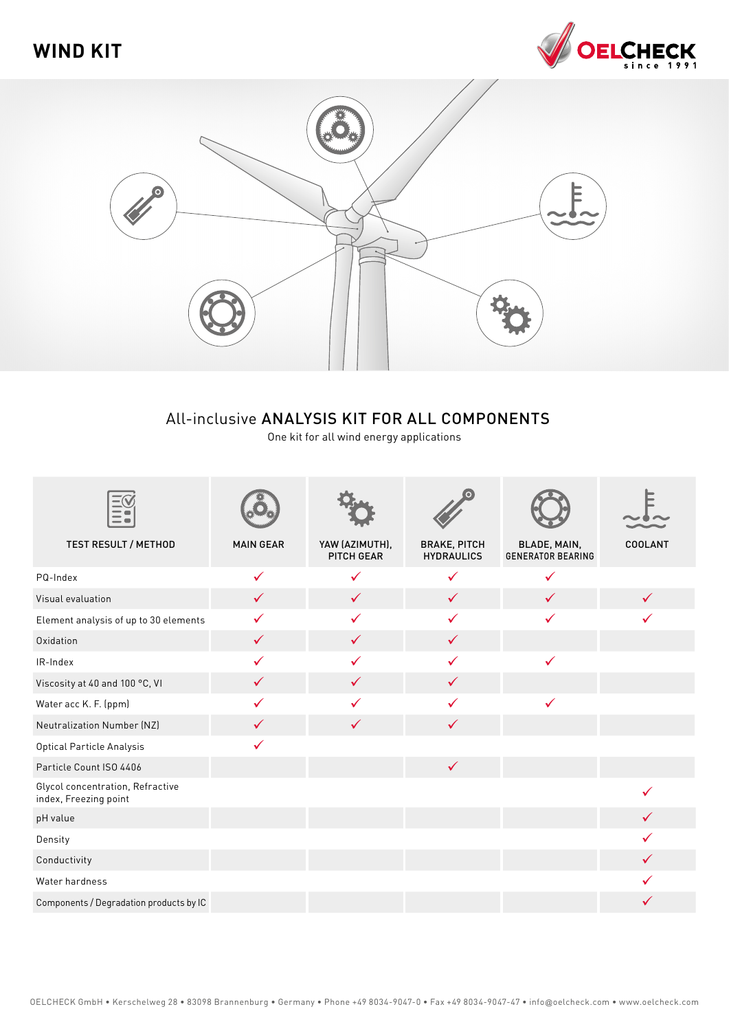# WIND KIT

OELCHECK since 1991

## All-inclusive ANALYSIS KIT FOR ALL COMPONENTS

One kit for all wind energy applications

| TEST RESULT / METHOD | MAIN GEAR | YAW (AZIMUTH), PITCH GEAR | BRAKE, PITCH HYDRAULICS | BLADE, MAIN, GENERATOR BEARING | COOLANT |
|---|---|---|---|---|---|
| PQ-Index | ✓ | ✓ | ✓ | ✓ | |
| Visual evaluation | ✓ | ✓ | ✓ | ✓ | ✓ |
| Element analysis of up to 30 elements | ✓ | ✓ | ✓ | ✓ | ✓ |
| Oxidation | ✓ | ✓ | ✓ | | |
| IR-Index | ✓ | ✓ | ✓ | ✓ | |
| Viscosity at 40 and 100 °C, VI | ✓ | ✓ | ✓ | | |
| Water acc K. F. (ppm) | ✓ | ✓ | ✓ | ✓ | |
| Neutralization Number (NZ) | ✓ | ✓ | ✓ | | |
| Optical Particle Analysis | ✓ | | | | |
| Particle Count ISO 4406 | | | ✓ | | |
| Glycol concentration, Refractive index, Freezing point | | | | | ✓ |
| pH value | | | | | ✓ |
| Density | | | | | ✓ |
| Conductivity | | | | | ✓ |
| Water hardness | | | | | ✓ |
| Components / Degradation products by IC | | | | | ✓ |

OELCHECK GmbH • Kerschelweg 28 • 83098 Brannenburg • Germany • Phone +49 8034-9047-0 • Fax +49 8034-9047-47 • info@oelcheck.com • www.oelcheck.com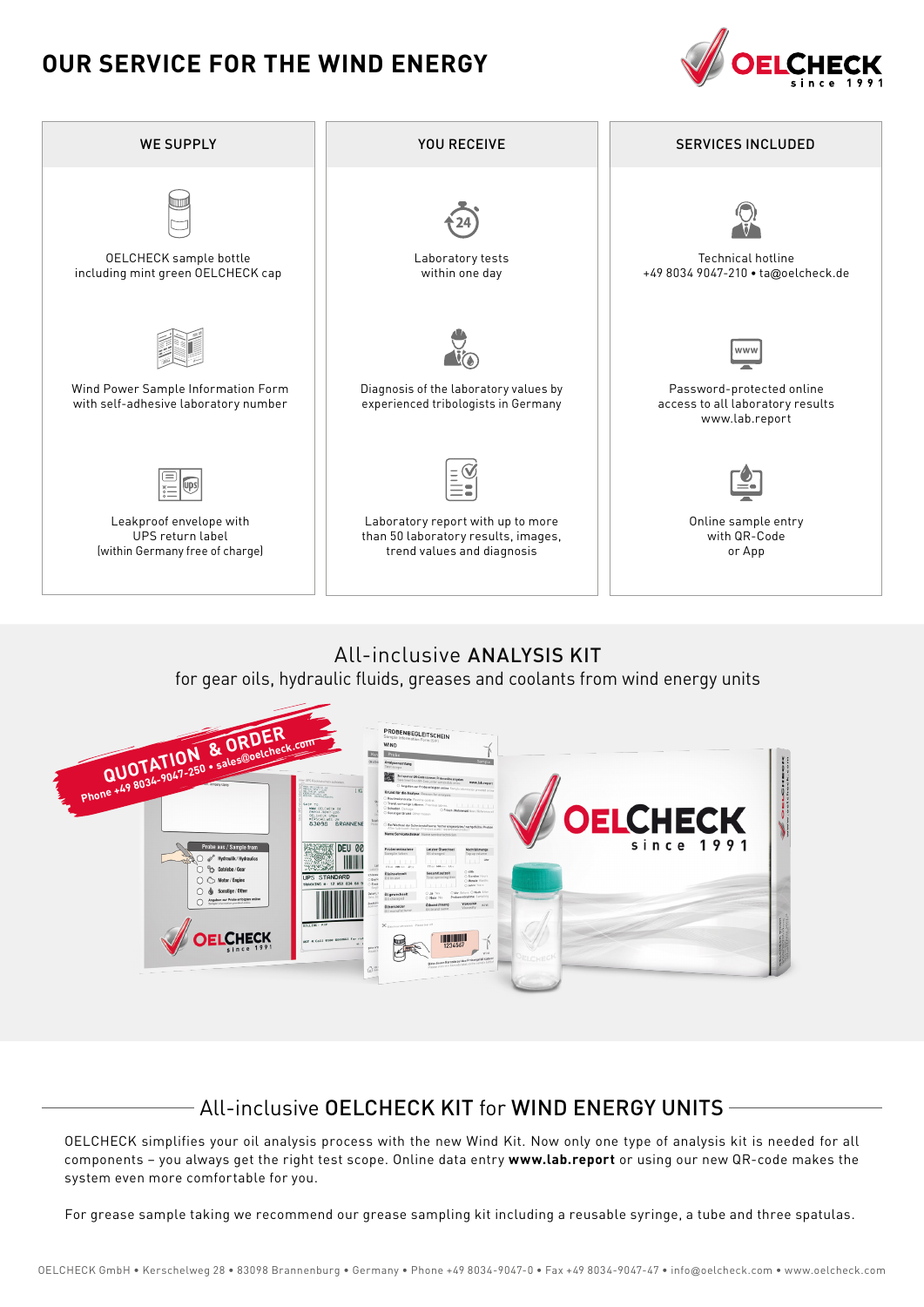# OUR SERVICE FOR THE WIND ENERGY

| WE SUPPLY | YOU RECEIVE | SERVICES INCLUDED |
|---|---|---|
| OELCHECK sample bottle including mint green OELCHECK cap | Laboratory tests within one day | Technical hotline +49 8034 9047-210 • ta@oelcheck.de |
| Wind Power Sample Information Form with self-adhesive laboratory number | Diagnosis of the laboratory values by experienced tribologists in Germany | Password-protected online access to all laboratory results www.lab.report |
| Leakproof envelope with UPS return label (within Germany free of charge) | Laboratory report with up to more than 50 laboratory results, images, trend values and diagnosis | Online sample entry with QR-Code or App |

## All-inclusive ANALYSIS KIT

for gear oils, hydraulic fluids, greases and coolants from wind energy units

QUOTATION & ORDER
Phone +49 8034-9047-250 • sales@oelcheck.com

## All-inclusive OELCHECK KIT for WIND ENERGY UNITS

OELCHECK simplifies your oil analysis process with the new Wind Kit. Now only one type of analysis kit is needed for all components – you always get the right test scope. Online data entry **www.lab.report** or using our new QR-code makes the system even more comfortable for you.

For grease sample taking we recommend our grease sampling kit including a reusable syringe, a tube and three spatulas.

OELCHECK GmbH • Kerschelweg 28 • 83098 Brannenburg • Germany • Phone +49 8034-9047-0 • Fax +49 8034-9047-47 • info@oelcheck.com • www.oelcheck.com